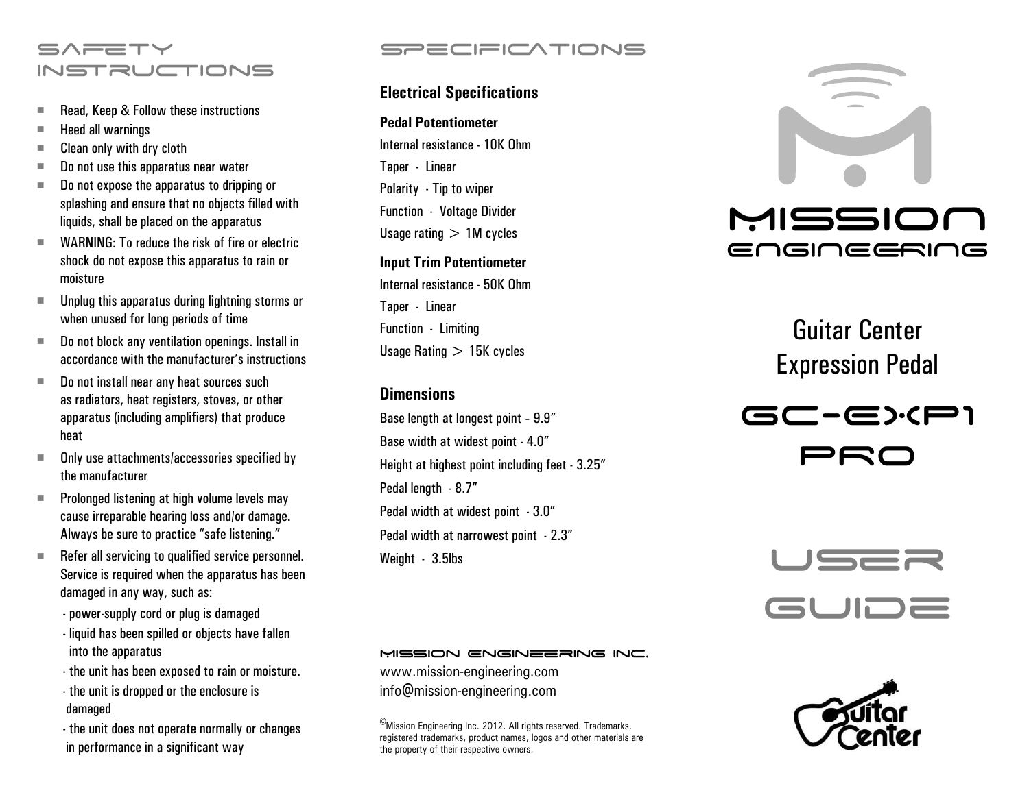# SAFETY INSTRUCTIONS

- Read, Keep & Follow these instructions
- Heed all warnings
- Clean only with dry cloth
- Do not use this apparatus near water
- Do not expose the apparatus to dripping or splashing and ensure that no objects filled with liquids, shall be placed on the apparatus
- WARNING: To reduce the risk of fire or electric shock do not expose this apparatus to rain or moisture
- Unplug this apparatus during lightning storms or when unused for long periods of time
- Do not block any ventilation openings. Install in accordance with the manufacturer's instructions
- Do not install near any heat sources such as radiators, heat registers, stoves, or other apparatus (including amplifiers) that produce heat
- Only use attachments/accessories specified by the manufacturer
- Prolonged listening at high volume levels may cause irreparable hearing loss and/or damage. Always be sure to practice "safe listening."
- Refer all servicing to qualified service personnel. Service is required when the apparatus has been damaged in any way, such as:
  - power-supply cord or plug is damaged
  - liquid has been spilled or objects have fallen into the apparatus
  - the unit has been exposed to rain or moisture.
  - the unit is dropped or the enclosure is damaged
  - the unit does not operate normally or changes in performance in a significant way

# SPECIFICATIONS

## Electrical Specifications

### Pedal Potentiometer

Internal resistance - 10K Ohm

Taper - Linear

Polarity - Tip to wiper

Function - Voltage Divider

Usage rating > 1M cycles

### Input Trim Potentiometer

Internal resistance - 50K Ohm

Taper - Linear

Function - Limiting

Usage Rating > 15K cycles

## Dimensions

Base length at longest point - 9.9"

Base width at widest point - 4.0"

Height at highest point including feet - 3.25"

Pedal length - 8.7"

Pedal width at widest point - 3.0"

Pedal width at narrowest point - 2.3"

Weight - 3.5lbs

MISSION ENGINEERING INC.

www.mission-engineering.com

info@mission-engineering.com

©Mission Engineering Inc. 2012. All rights reserved. Trademarks, registered trademarks, product names, logos and other materials are the property of their respective owners.

MISSION ENGINEERING

# Guitar Center Expression Pedal

# GC-EXP1 PRO

# USER GUIDE

Guitar Center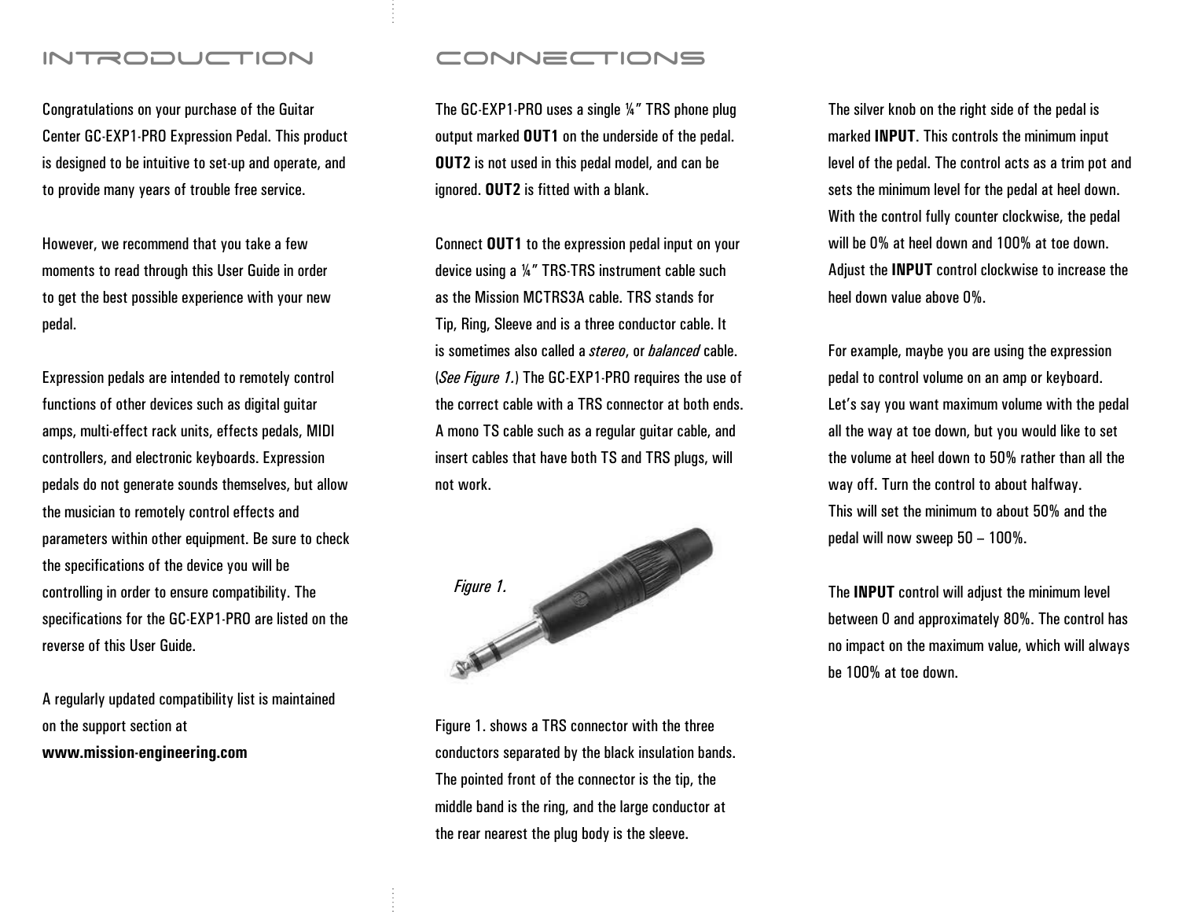# INTRODUCTION

Congratulations on your purchase of the Guitar Center GC-EXP1-PRO Expression Pedal. This product is designed to be intuitive to set-up and operate, and to provide many years of trouble free service.

However, we recommend that you take a few moments to read through this User Guide in order to get the best possible experience with your new pedal.

Expression pedals are intended to remotely control functions of other devices such as digital guitar amps, multi-effect rack units, effects pedals, MIDI controllers, and electronic keyboards. Expression pedals do not generate sounds themselves, but allow the musician to remotely control effects and parameters within other equipment. Be sure to check the specifications of the device you will be controlling in order to ensure compatibility. The specifications for the GC-EXP1-PRO are listed on the reverse of this User Guide.

A regularly updated compatibility list is maintained on the support section at
**www.mission-engineering.com**

# CONNECTIONS

The GC-EXP1-PRO uses a single ¼" TRS phone plug output marked **OUT1** on the underside of the pedal. **OUT2** is not used in this pedal model, and can be ignored. **OUT2** is fitted with a blank.

Connect **OUT1** to the expression pedal input on your device using a ¼" TRS-TRS instrument cable such as the Mission MCTRS3A cable. TRS stands for Tip, Ring, Sleeve and is a three conductor cable. It is sometimes also called a *stereo*, or *balanced* cable. (*See Figure 1.*) The GC-EXP1-PRO requires the use of the correct cable with a TRS connector at both ends. A mono TS cable such as a regular guitar cable, and insert cables that have both TS and TRS plugs, will not work.

*Figure 1.*

Figure 1. shows a TRS connector with the three conductors separated by the black insulation bands. The pointed front of the connector is the tip, the middle band is the ring, and the large conductor at the rear nearest the plug body is the sleeve.

The silver knob on the right side of the pedal is marked **INPUT**. This controls the minimum input level of the pedal. The control acts as a trim pot and sets the minimum level for the pedal at heel down. With the control fully counter clockwise, the pedal will be 0% at heel down and 100% at toe down. Adjust the **INPUT** control clockwise to increase the heel down value above 0%.

For example, maybe you are using the expression pedal to control volume on an amp or keyboard. Let's say you want maximum volume with the pedal all the way at toe down, but you would like to set the volume at heel down to 50% rather than all the way off. Turn the control to about halfway.
This will set the minimum to about 50% and the pedal will now sweep 50 – 100%.

The **INPUT** control will adjust the minimum level between 0 and approximately 80%. The control has no impact on the maximum value, which will always be 100% at toe down.